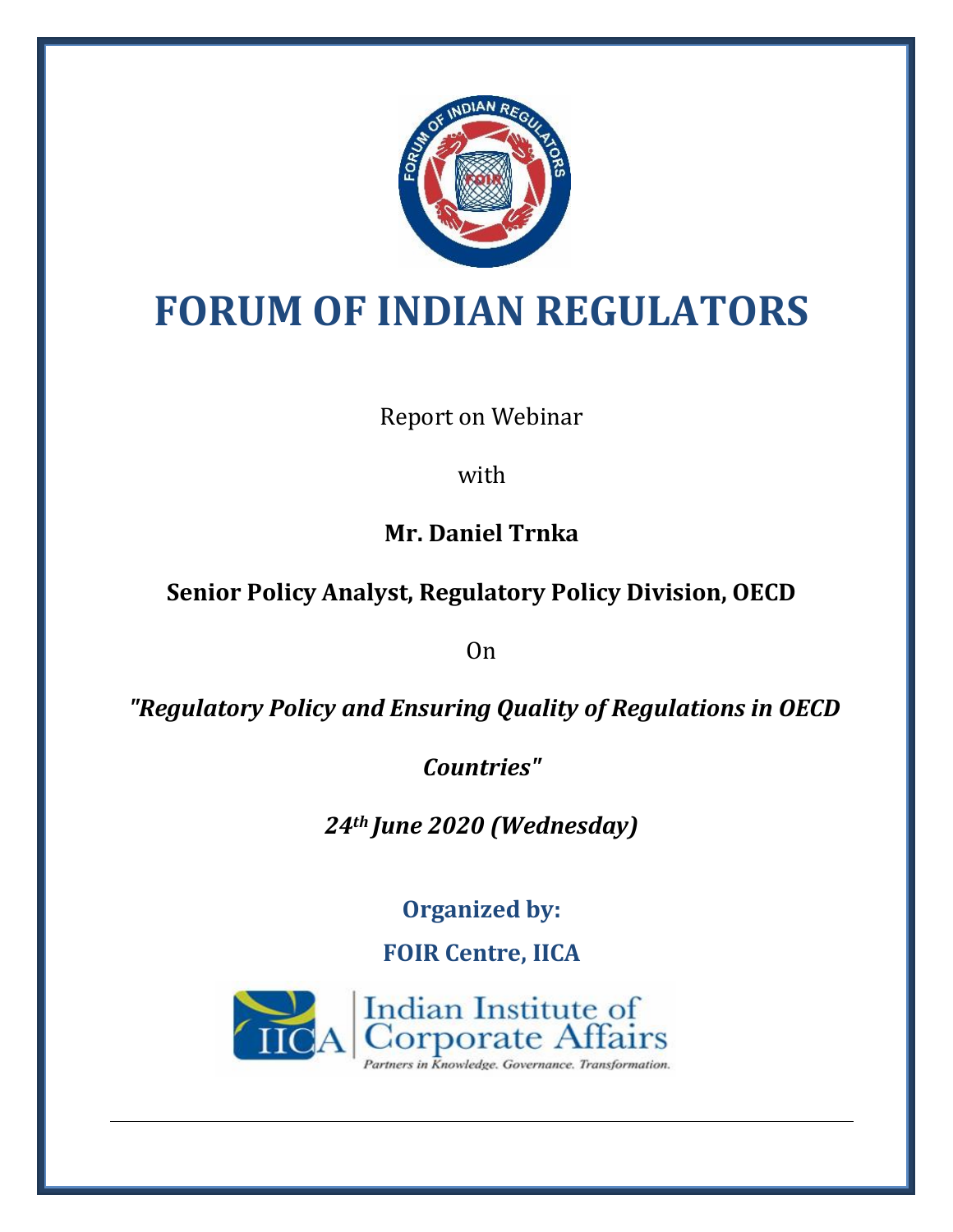# FORUM OF INDIAN REGULATORS

Report on Webinar

with

**Mr. Daniel Trnka**

**Senior Policy Analyst, Regulatory Policy Division, OECD**

On

***"Regulatory Policy and Ensuring Quality of Regulations in OECD Countries"***

***24th June 2020 (Wednesday)***

**Organized by:**

**FOIR Centre, IICA**

Indian Institute of Corporate Affairs

*Partners in Knowledge. Governance. Transformation.*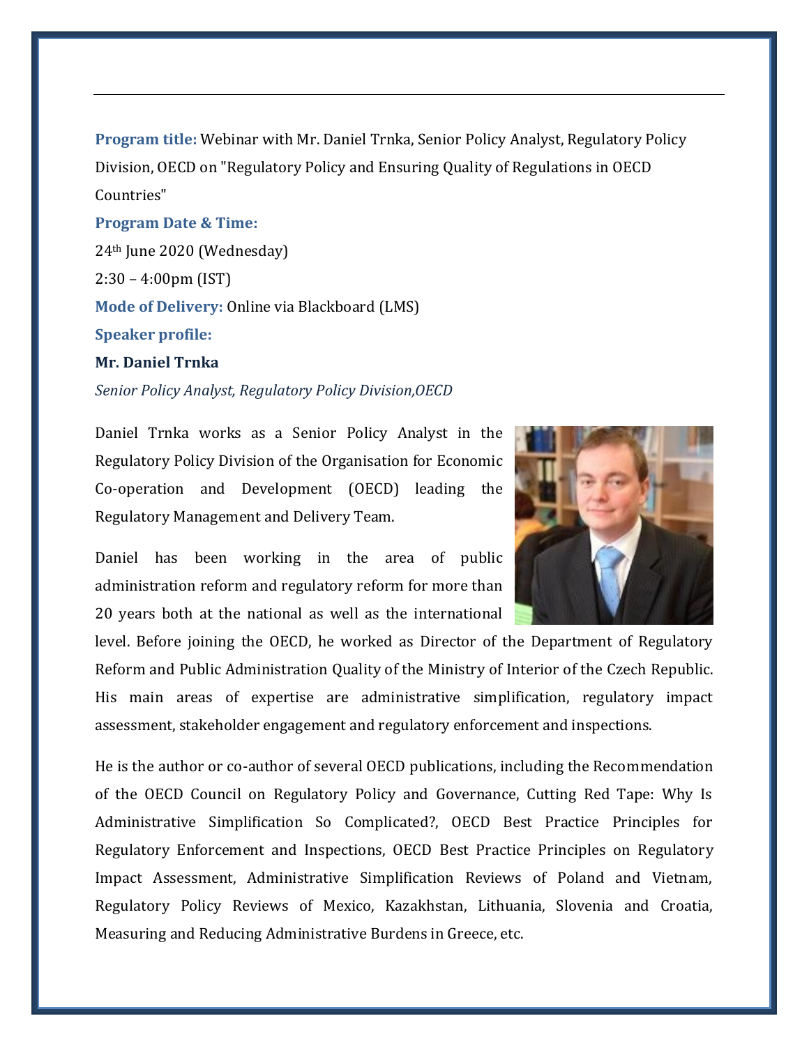**Program title:** Webinar with Mr. Daniel Trnka, Senior Policy Analyst, Regulatory Policy Division, OECD on "Regulatory Policy and Ensuring Quality of Regulations in OECD Countries"

**Program Date & Time:**

24th June 2020 (Wednesday)

2:30 – 4:00pm (IST)

**Mode of Delivery:** Online via Blackboard (LMS)

**Speaker profile:**

**Mr. Daniel Trnka**

*Senior Policy Analyst, Regulatory Policy Division,OECD*

Daniel Trnka works as a Senior Policy Analyst in the Regulatory Policy Division of the Organisation for Economic Co-operation and Development (OECD) leading the Regulatory Management and Delivery Team.

Daniel has been working in the area of public administration reform and regulatory reform for more than 20 years both at the national as well as the international level. Before joining the OECD, he worked as Director of the Department of Regulatory Reform and Public Administration Quality of the Ministry of Interior of the Czech Republic. His main areas of expertise are administrative simplification, regulatory impact assessment, stakeholder engagement and regulatory enforcement and inspections.

He is the author or co-author of several OECD publications, including the Recommendation of the OECD Council on Regulatory Policy and Governance, Cutting Red Tape: Why Is Administrative Simplification So Complicated?, OECD Best Practice Principles for Regulatory Enforcement and Inspections, OECD Best Practice Principles on Regulatory Impact Assessment, Administrative Simplification Reviews of Poland and Vietnam, Regulatory Policy Reviews of Mexico, Kazakhstan, Lithuania, Slovenia and Croatia, Measuring and Reducing Administrative Burdens in Greece, etc.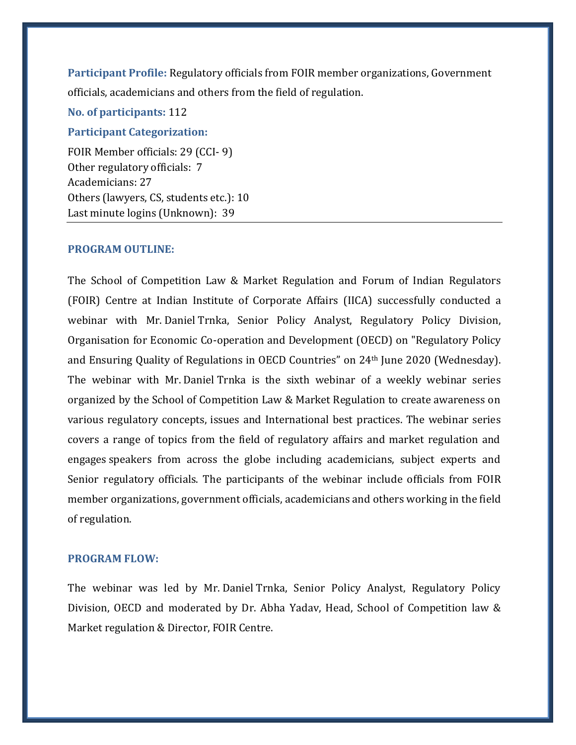**Participant Profile:** Regulatory officials from FOIR member organizations, Government officials, academicians and others from the field of regulation.

**No. of participants:** 112

**Participant Categorization:**

FOIR Member officials: 29 (CCI- 9)
Other regulatory officials: 7
Academicians: 27
Others (lawyers, CS, students etc.): 10
Last minute logins (Unknown): 39

---

## PROGRAM OUTLINE:

The School of Competition Law & Market Regulation and Forum of Indian Regulators (FOIR) Centre at Indian Institute of Corporate Affairs (IICA) successfully conducted a webinar with Mr. Daniel Trnka, Senior Policy Analyst, Regulatory Policy Division, Organisation for Economic Co-operation and Development (OECD) on "Regulatory Policy and Ensuring Quality of Regulations in OECD Countries" on 24th June 2020 (Wednesday). The webinar with Mr. Daniel Trnka is the sixth webinar of a weekly webinar series organized by the School of Competition Law & Market Regulation to create awareness on various regulatory concepts, issues and International best practices. The webinar series covers a range of topics from the field of regulatory affairs and market regulation and engages speakers from across the globe including academicians, subject experts and Senior regulatory officials. The participants of the webinar include officials from FOIR member organizations, government officials, academicians and others working in the field of regulation.

## PROGRAM FLOW:

The webinar was led by Mr. Daniel Trnka, Senior Policy Analyst, Regulatory Policy Division, OECD and moderated by Dr. Abha Yadav, Head, School of Competition law & Market regulation & Director, FOIR Centre.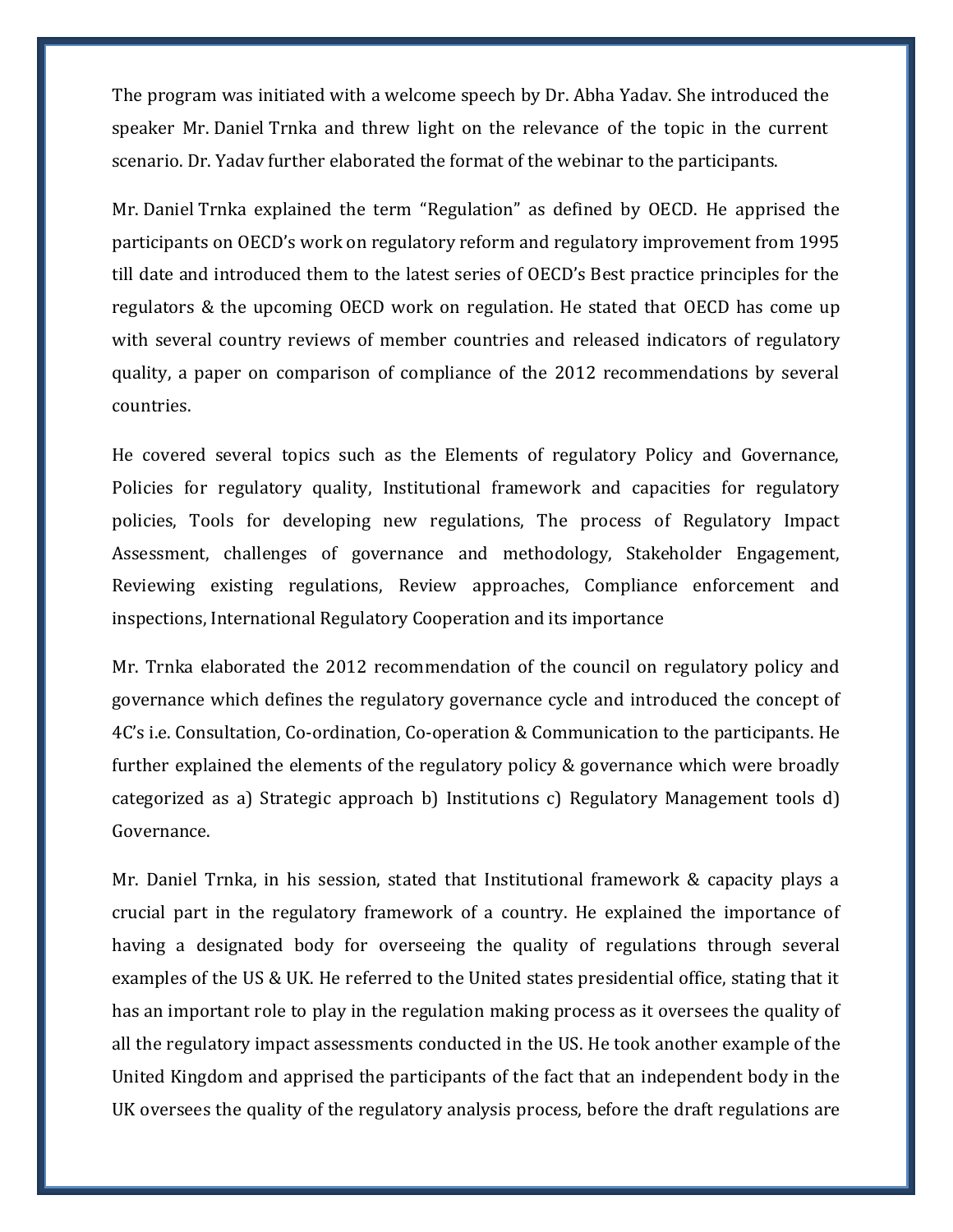The program was initiated with a welcome speech by Dr. Abha Yadav. She introduced the speaker Mr. Daniel Trnka and threw light on the relevance of the topic in the current scenario. Dr. Yadav further elaborated the format of the webinar to the participants.

Mr. Daniel Trnka explained the term "Regulation" as defined by OECD. He apprised the participants on OECD's work on regulatory reform and regulatory improvement from 1995 till date and introduced them to the latest series of OECD's Best practice principles for the regulators & the upcoming OECD work on regulation. He stated that OECD has come up with several country reviews of member countries and released indicators of regulatory quality, a paper on comparison of compliance of the 2012 recommendations by several countries.

He covered several topics such as the Elements of regulatory Policy and Governance, Policies for regulatory quality, Institutional framework and capacities for regulatory policies, Tools for developing new regulations, The process of Regulatory Impact Assessment, challenges of governance and methodology, Stakeholder Engagement, Reviewing existing regulations, Review approaches, Compliance enforcement and inspections, International Regulatory Cooperation and its importance

Mr. Trnka elaborated the 2012 recommendation of the council on regulatory policy and governance which defines the regulatory governance cycle and introduced the concept of 4C's i.e. Consultation, Co-ordination, Co-operation & Communication to the participants. He further explained the elements of the regulatory policy & governance which were broadly categorized as a) Strategic approach b) Institutions c) Regulatory Management tools d) Governance.

Mr. Daniel Trnka, in his session, stated that Institutional framework & capacity plays a crucial part in the regulatory framework of a country. He explained the importance of having a designated body for overseeing the quality of regulations through several examples of the US & UK. He referred to the United states presidential office, stating that it has an important role to play in the regulation making process as it oversees the quality of all the regulatory impact assessments conducted in the US. He took another example of the United Kingdom and apprised the participants of the fact that an independent body in the UK oversees the quality of the regulatory analysis process, before the draft regulations are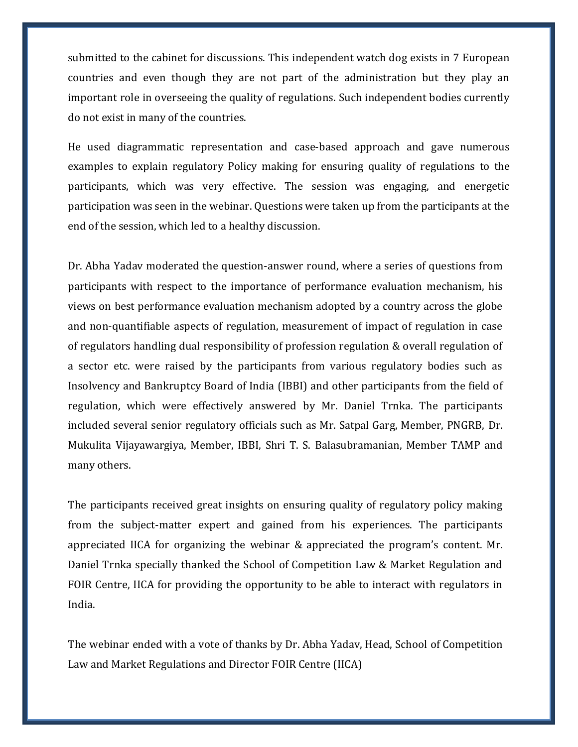submitted to the cabinet for discussions. This independent watch dog exists in 7 European countries and even though they are not part of the administration but they play an important role in overseeing the quality of regulations. Such independent bodies currently do not exist in many of the countries.

He used diagrammatic representation and case-based approach and gave numerous examples to explain regulatory Policy making for ensuring quality of regulations to the participants, which was very effective. The session was engaging, and energetic participation was seen in the webinar. Questions were taken up from the participants at the end of the session, which led to a healthy discussion.

Dr. Abha Yadav moderated the question-answer round, where a series of questions from participants with respect to the importance of performance evaluation mechanism, his views on best performance evaluation mechanism adopted by a country across the globe and non-quantifiable aspects of regulation, measurement of impact of regulation in case of regulators handling dual responsibility of profession regulation & overall regulation of a sector etc. were raised by the participants from various regulatory bodies such as Insolvency and Bankruptcy Board of India (IBBI) and other participants from the field of regulation, which were effectively answered by Mr. Daniel Trnka. The participants included several senior regulatory officials such as Mr. Satpal Garg, Member, PNGRB, Dr. Mukulita Vijayawargiya, Member, IBBI, Shri T. S. Balasubramanian, Member TAMP and many others.

The participants received great insights on ensuring quality of regulatory policy making from the subject-matter expert and gained from his experiences. The participants appreciated IICA for organizing the webinar & appreciated the program's content. Mr. Daniel Trnka specially thanked the School of Competition Law & Market Regulation and FOIR Centre, IICA for providing the opportunity to be able to interact with regulators in India.

The webinar ended with a vote of thanks by Dr. Abha Yadav, Head, School of Competition Law and Market Regulations and Director FOIR Centre (IICA)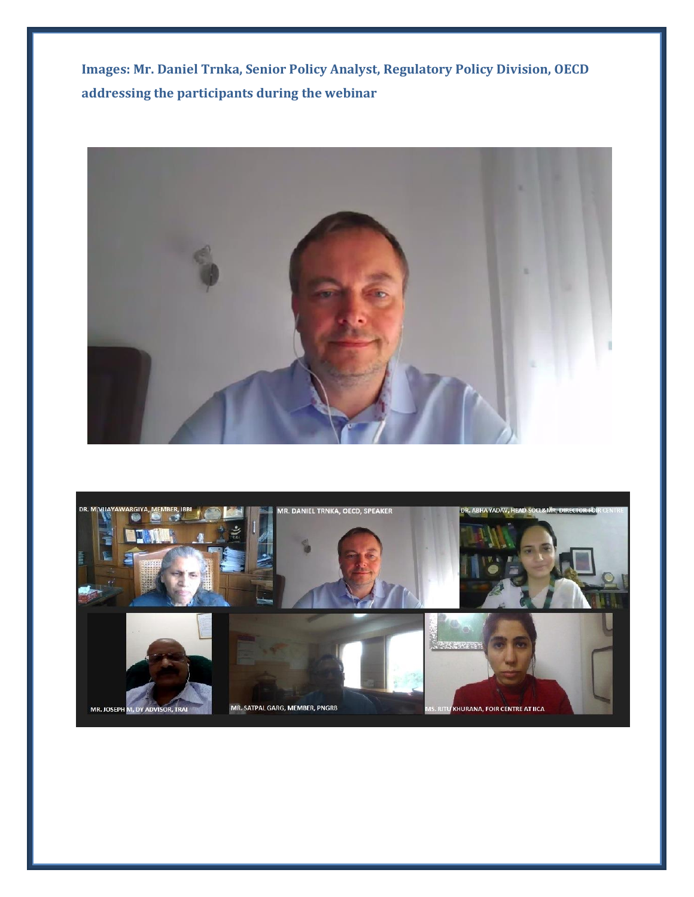**Images: Mr. Daniel Trnka, Senior Policy Analyst, Regulatory Policy Division, OECD addressing the participants during the webinar**